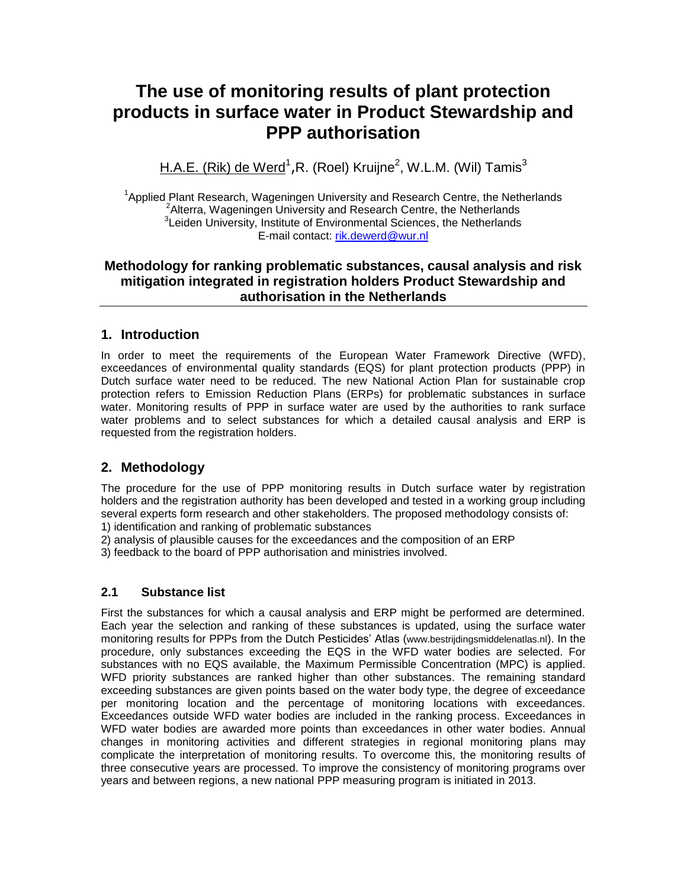# The use of monitoring results of plant protection products in surface water in Product Stewardship and PPP authorisation

H.A.E. (Rik) de Werd[1], R. (Roel) Kruijne[2], W.L.M. (Wil) Tamis[3]

[1]Applied Plant Research, Wageningen University and Research Centre, the Netherlands
[2]Alterra, Wageningen University and Research Centre, the Netherlands
[3]Leiden University, Institute of Environmental Sciences, the Netherlands
E-mail contact: rik.dewerd@wur.nl

**Methodology for ranking problematic substances, causal analysis and risk mitigation integrated in registration holders Product Stewardship and authorisation in the Netherlands**

## 1. Introduction

In order to meet the requirements of the European Water Framework Directive (WFD), exceedances of environmental quality standards (EQS) for plant protection products (PPP) in Dutch surface water need to be reduced. The new National Action Plan for sustainable crop protection refers to Emission Reduction Plans (ERPs) for problematic substances in surface water. Monitoring results of PPP in surface water are used by the authorities to rank surface water problems and to select substances for which a detailed causal analysis and ERP is requested from the registration holders.

## 2. Methodology

The procedure for the use of PPP monitoring results in Dutch surface water by registration holders and the registration authority has been developed and tested in a working group including several experts form research and other stakeholders. The proposed methodology consists of:

1) identification and ranking of problematic substances
2) analysis of plausible causes for the exceedances and the composition of an ERP
3) feedback to the board of PPP authorisation and ministries involved.

### 2.1 Substance list

First the substances for which a causal analysis and ERP might be performed are determined. Each year the selection and ranking of these substances is updated, using the surface water monitoring results for PPPs from the Dutch Pesticides' Atlas (www.bestrijdingsmiddelenatlas.nl). In the procedure, only substances exceeding the EQS in the WFD water bodies are selected. For substances with no EQS available, the Maximum Permissible Concentration (MPC) is applied. WFD priority substances are ranked higher than other substances. The remaining standard exceeding substances are given points based on the water body type, the degree of exceedance per monitoring location and the percentage of monitoring locations with exceedances. Exceedances outside WFD water bodies are included in the ranking process. Exceedances in WFD water bodies are awarded more points than exceedances in other water bodies. Annual changes in monitoring activities and different strategies in regional monitoring plans may complicate the interpretation of monitoring results. To overcome this, the monitoring results of three consecutive years are processed. To improve the consistency of monitoring programs over years and between regions, a new national PPP measuring program is initiated in 2013.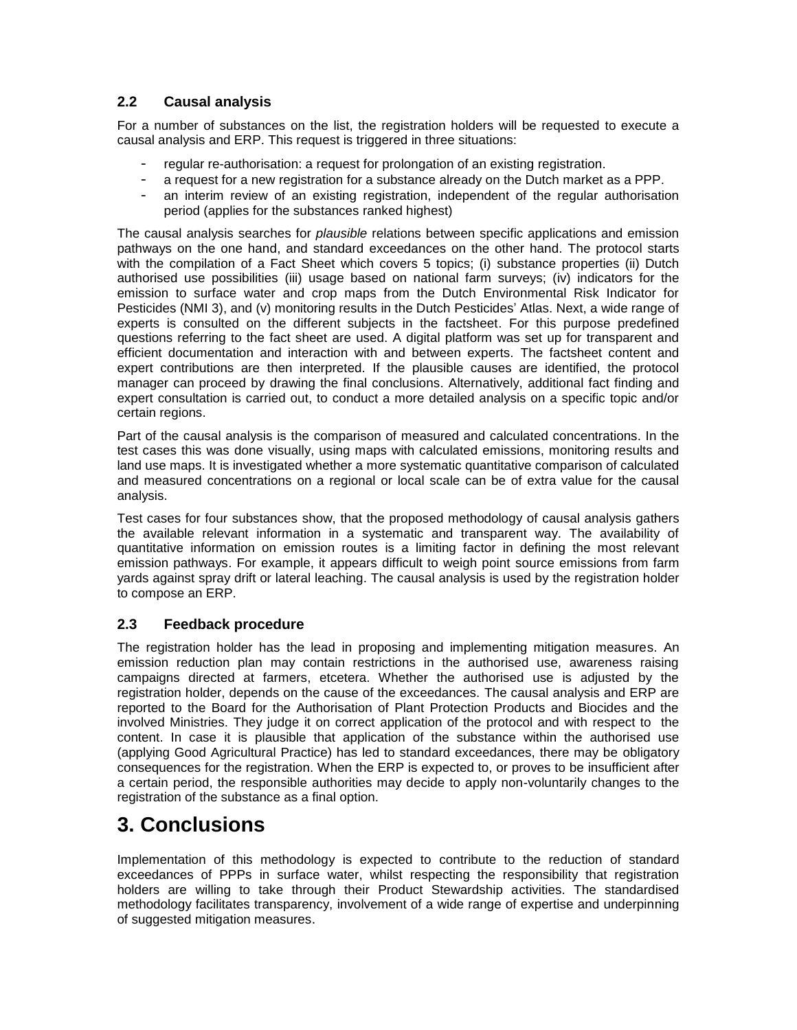### 2.2 Causal analysis

For a number of substances on the list, the registration holders will be requested to execute a causal analysis and ERP. This request is triggered in three situations:

- regular re-authorisation: a request for prolongation of an existing registration.
- a request for a new registration for a substance already on the Dutch market as a PPP.
- an interim review of an existing registration, independent of the regular authorisation period (applies for the substances ranked highest)

The causal analysis searches for *plausible* relations between specific applications and emission pathways on the one hand, and standard exceedances on the other hand. The protocol starts with the compilation of a Fact Sheet which covers 5 topics; (i) substance properties (ii) Dutch authorised use possibilities (iii) usage based on national farm surveys; (iv) indicators for the emission to surface water and crop maps from the Dutch Environmental Risk Indicator for Pesticides (NMI 3), and (v) monitoring results in the Dutch Pesticides' Atlas. Next, a wide range of experts is consulted on the different subjects in the factsheet. For this purpose predefined questions referring to the fact sheet are used. A digital platform was set up for transparent and efficient documentation and interaction with and between experts. The factsheet content and expert contributions are then interpreted. If the plausible causes are identified, the protocol manager can proceed by drawing the final conclusions. Alternatively, additional fact finding and expert consultation is carried out, to conduct a more detailed analysis on a specific topic and/or certain regions.

Part of the causal analysis is the comparison of measured and calculated concentrations. In the test cases this was done visually, using maps with calculated emissions, monitoring results and land use maps. It is investigated whether a more systematic quantitative comparison of calculated and measured concentrations on a regional or local scale can be of extra value for the causal analysis.

Test cases for four substances show, that the proposed methodology of causal analysis gathers the available relevant information in a systematic and transparent way. The availability of quantitative information on emission routes is a limiting factor in defining the most relevant emission pathways. For example, it appears difficult to weigh point source emissions from farm yards against spray drift or lateral leaching. The causal analysis is used by the registration holder to compose an ERP.

### 2.3 Feedback procedure

The registration holder has the lead in proposing and implementing mitigation measures. An emission reduction plan may contain restrictions in the authorised use, awareness raising campaigns directed at farmers, etcetera. Whether the authorised use is adjusted by the registration holder, depends on the cause of the exceedances. The causal analysis and ERP are reported to the Board for the Authorisation of Plant Protection Products and Biocides and the involved Ministries. They judge it on correct application of the protocol and with respect to the content. In case it is plausible that application of the substance within the authorised use (applying Good Agricultural Practice) has led to standard exceedances, there may be obligatory consequences for the registration. When the ERP is expected to, or proves to be insufficient after a certain period, the responsible authorities may decide to apply non-voluntarily changes to the registration of the substance as a final option.

# 3. Conclusions

Implementation of this methodology is expected to contribute to the reduction of standard exceedances of PPPs in surface water, whilst respecting the responsibility that registration holders are willing to take through their Product Stewardship activities. The standardised methodology facilitates transparency, involvement of a wide range of expertise and underpinning of suggested mitigation measures.